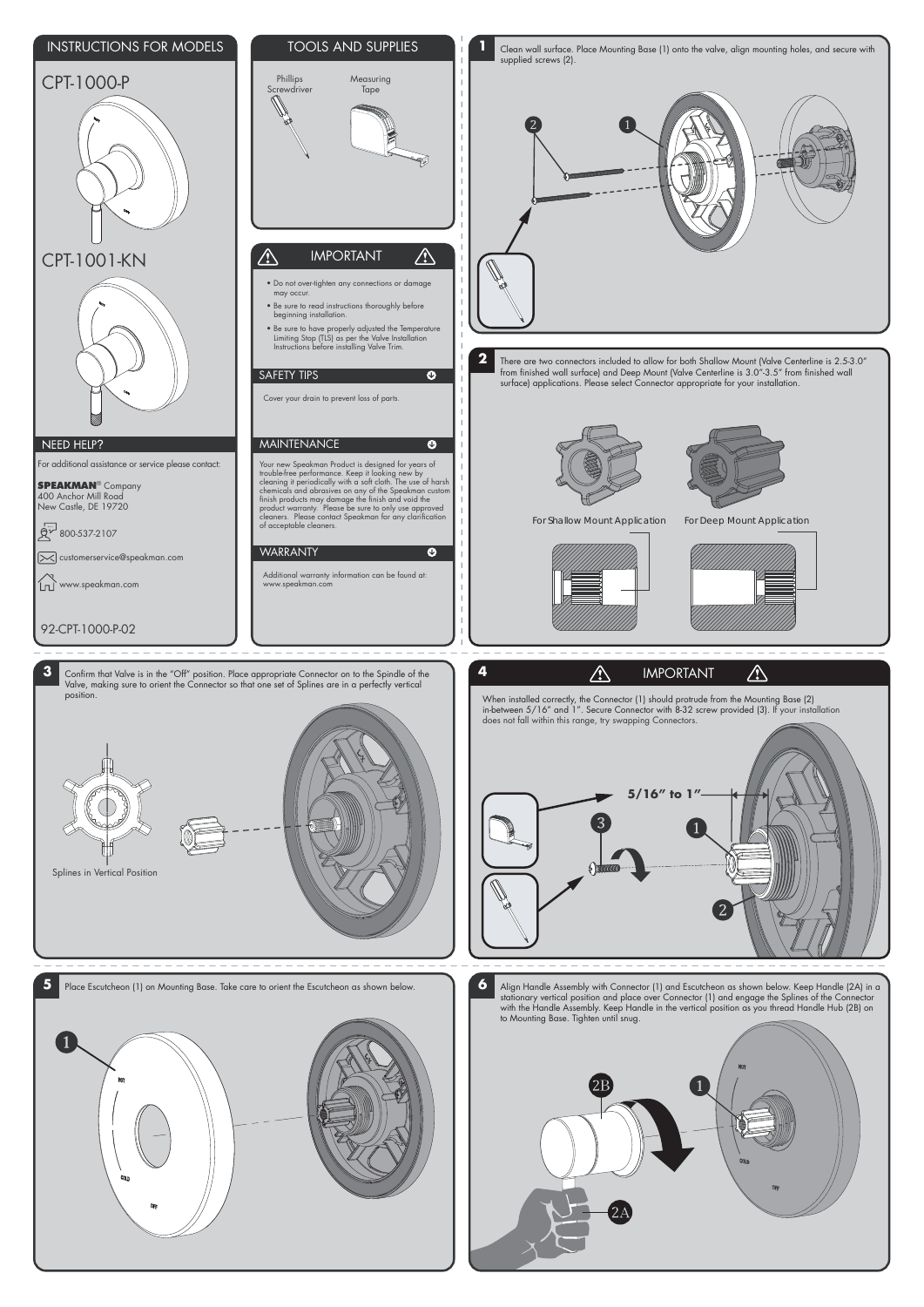## INSTRUCTIONS FOR MODELS

### CPT-1000-P

### CPT-1001-KN

## NEED HELP?

For additional assistance or service please contact:

**SPEAKMAN®** Company
400 Anchor Mill Road
New Castle, DE 19720

800-537-2107

customerservice@speakman.com

www.speakman.com

92-CPT-1000-P-02

## TOOLS AND SUPPLIES

Phillips Screwdriver

Measuring Tape

## IMPORTANT

- Do not over-tighten any connections or damage may occur.
- Be sure to read instructions thoroughly before beginning installation.
- Be sure to have properly adjusted the Temperature Limiting Stop (TLS) as per the Valve Installation Instructions before installing Valve Trim.

## SAFETY TIPS

Cover your drain to prevent loss of parts.

## MAINTENANCE

Your new Speakman Product is designed for years of trouble-free performance. Keep it looking new by cleaning it periodically with a soft cloth. The use of harsh chemicals and abrasives on any of the Speakman custom finish products may damage the finish and void the product warranty. Please be sure to only use approved cleaners. Please contact Speakman for any clarification of acceptable cleaners.

## WARRANTY

Additional warranty information can be found at: www.speakman.com

## 1

Clean wall surface. Place Mounting Base (1) onto the valve, align mounting holes, and secure with supplied screws (2).

## 2

There are two connectors included to allow for both Shallow Mount (Valve Centerline is 2.5-3.0" from finished wall surface) and Deep Mount (Valve Centerline is 3.0"-3.5" from finished wall surface) applications. Please select Connector appropriate for your installation.

For Shallow Mount Application

For Deep Mount Application

## 3

Confirm that Valve is in the "Off" position. Place appropriate Connector on to the Spindle of the Valve, making sure to orient the Connector so that one set of Splines are in a perfectly vertical position.

Splines in Vertical Position

## 4 IMPORTANT

When installed correctly, the Connector (1) should protrude from the Mounting Base (2) in-between 5/16" and 1". Secure Connector with 8-32 screw provided (3). If your installation does not fall within this range, try swapping Connectors.

5/16" to 1"

## 5

Place Escutcheon (1) on Mounting Base. Take care to orient the Escutcheon as shown below.

## 6

Align Handle Assembly with Connector (1) and Escutcheon as shown below. Keep Handle (2A) in a stationary vertical position and place over Connector (1) and engage the Splines of the Connector with the Handle Assembly. Keep Handle in the vertical position as you thread Handle Hub (2B) on to Mounting Base. Tighten until snug.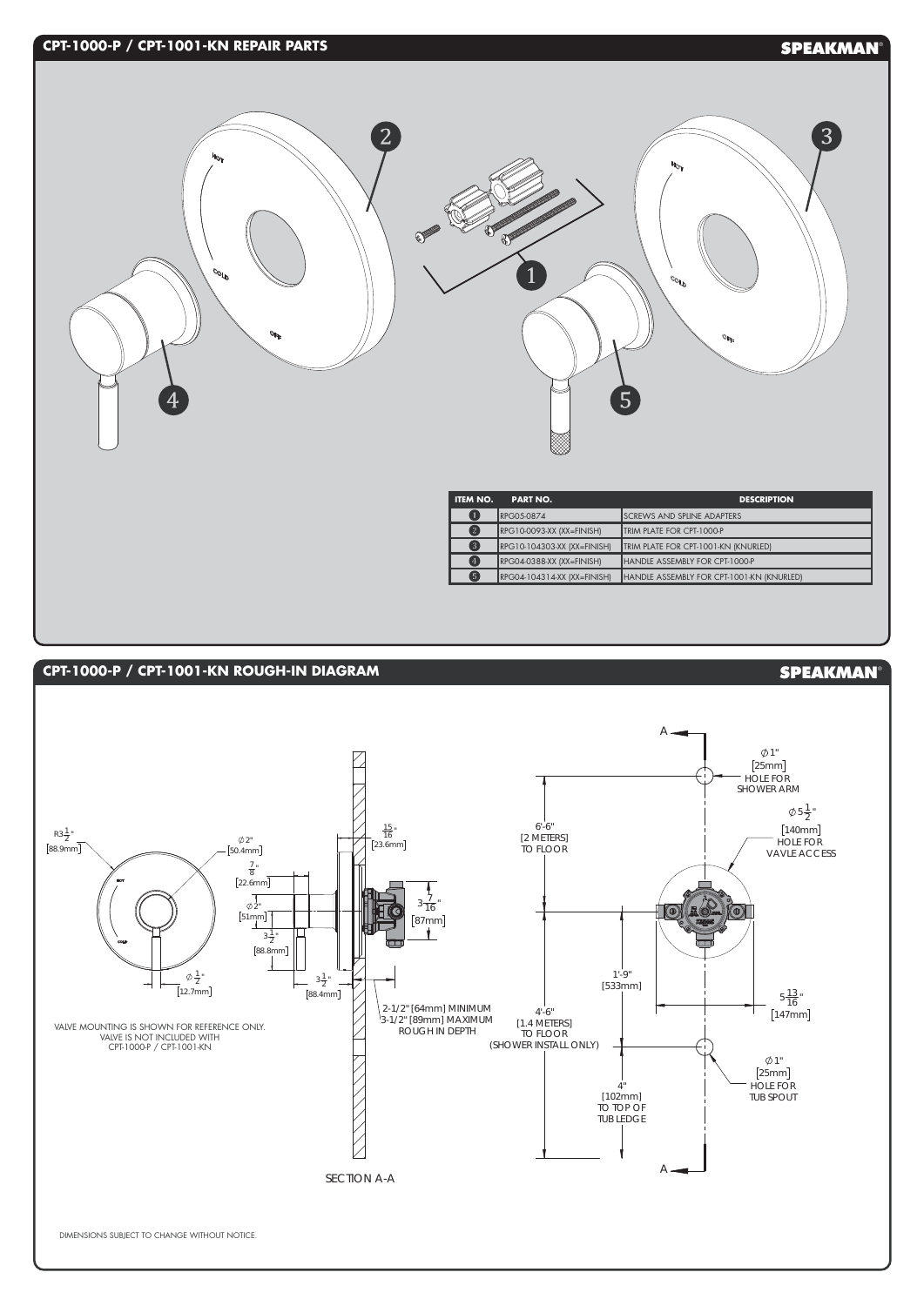## CPT-1000-P / CPT-1001-KN REPAIR PARTS

SPEAKMAN®

| ITEM NO. | PART NO. | DESCRIPTION |
|---|---|---|
| 1 | RPG05-0874 | SCREWS AND SPLINE ADAPTERS |
| 2 | RPG10-0093-XX (XX=FINISH) | TRIM PLATE FOR CPT-1000-P |
| 3 | RPG10-104303-XX (XX=FINISH) | TRIM PLATE FOR CPT-1001-KN (KNURLED) |
| 4 | RPG04-0388-XX (XX=FINISH) | HANDLE ASSEMBLY FOR CPT-1000-P |
| 5 | RPG04-104314-XX (XX=FINISH) | HANDLE ASSEMBLY FOR CPT-1001-KN (KNURLED) |

## CPT-1000-P / CPT-1001-KN ROUGH-IN DIAGRAM

SPEAKMAN®

R3-1/2" [88.9mm]

⌀2" [50.4mm]

7/8" [22.6mm]

⌀2" [51mm]

3-1/2" [88.8mm]

⌀1/2" [12.7mm]

15/16" [23.6mm]

3-7/16" [87mm]

3-1/2" [88.4mm]

2-1/2" [64mm] MINIMUM
3-1/2" [89mm] MAXIMUM
ROUGH IN DEPTH

VALVE MOUNTING IS SHOWN FOR REFERENCE ONLY.
VALVE IS NOT INCLUDED WITH
CPT-1000-P / CPT-1001-KN

SECTION A-A

⌀1" [25mm] HOLE FOR SHOWER ARM

⌀5-1/2" [140mm] HOLE FOR VAVLE ACCESS

6'-6" [2 METERS] TO FLOOR

1'-9" [533mm]

5-13/16" [147mm]

4'-6" [1.4 METERS] TO FLOOR (SHOWER INSTALL ONLY)

4" [102mm] TO TOP OF TUB LEDGE

⌀1" [25mm] HOLE FOR TUB SPOUT

DIMENSIONS SUBJECT TO CHANGE WITHOUT NOTICE.